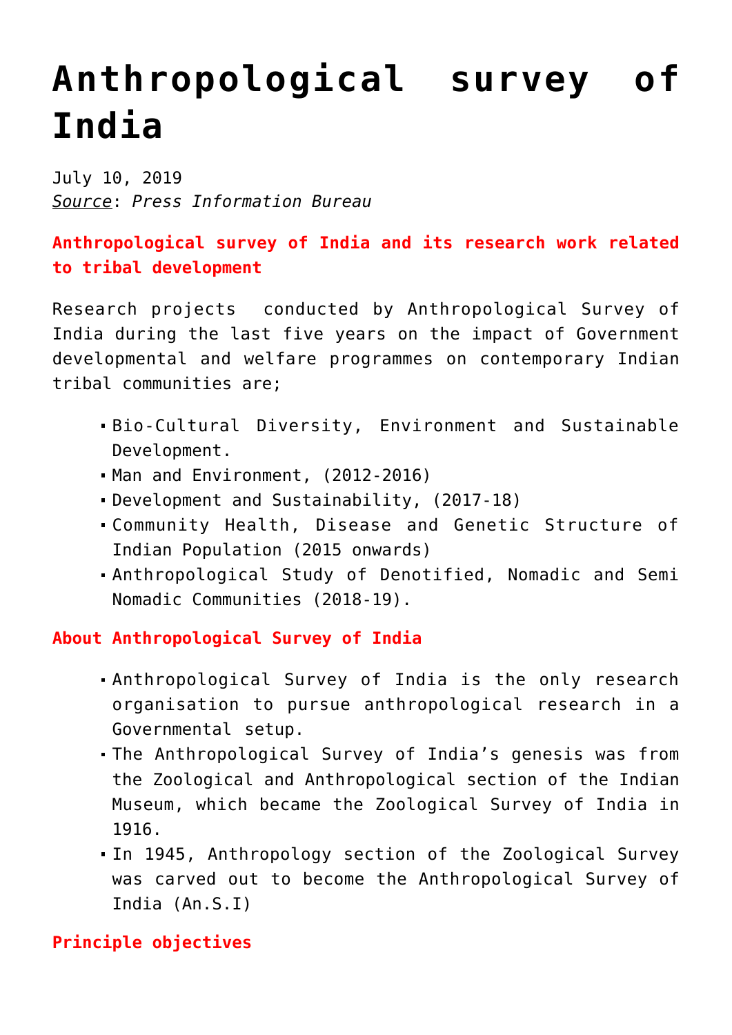# Anthropological survey of India

July 10, 2019
*Source*: *Press Information Bureau*

**Anthropological survey of India and its research work related to tribal development**

Research projects conducted by Anthropological Survey of India during the last five years on the impact of Government developmental and welfare programmes on contemporary Indian tribal communities are;

- Bio-Cultural Diversity, Environment and Sustainable Development.
- Man and Environment, (2012-2016)
- Development and Sustainability, (2017-18)
- Community Health, Disease and Genetic Structure of Indian Population (2015 onwards)
- Anthropological Study of Denotified, Nomadic and Semi Nomadic Communities (2018-19).

**About Anthropological Survey of India**

- Anthropological Survey of India is the only research organisation to pursue anthropological research in a Governmental setup.
- The Anthropological Survey of India's genesis was from the Zoological and Anthropological section of the Indian Museum, which became the Zoological Survey of India in 1916.
- In 1945, Anthropology section of the Zoological Survey was carved out to become the Anthropological Survey of India (An.S.I)

**Principle objectives**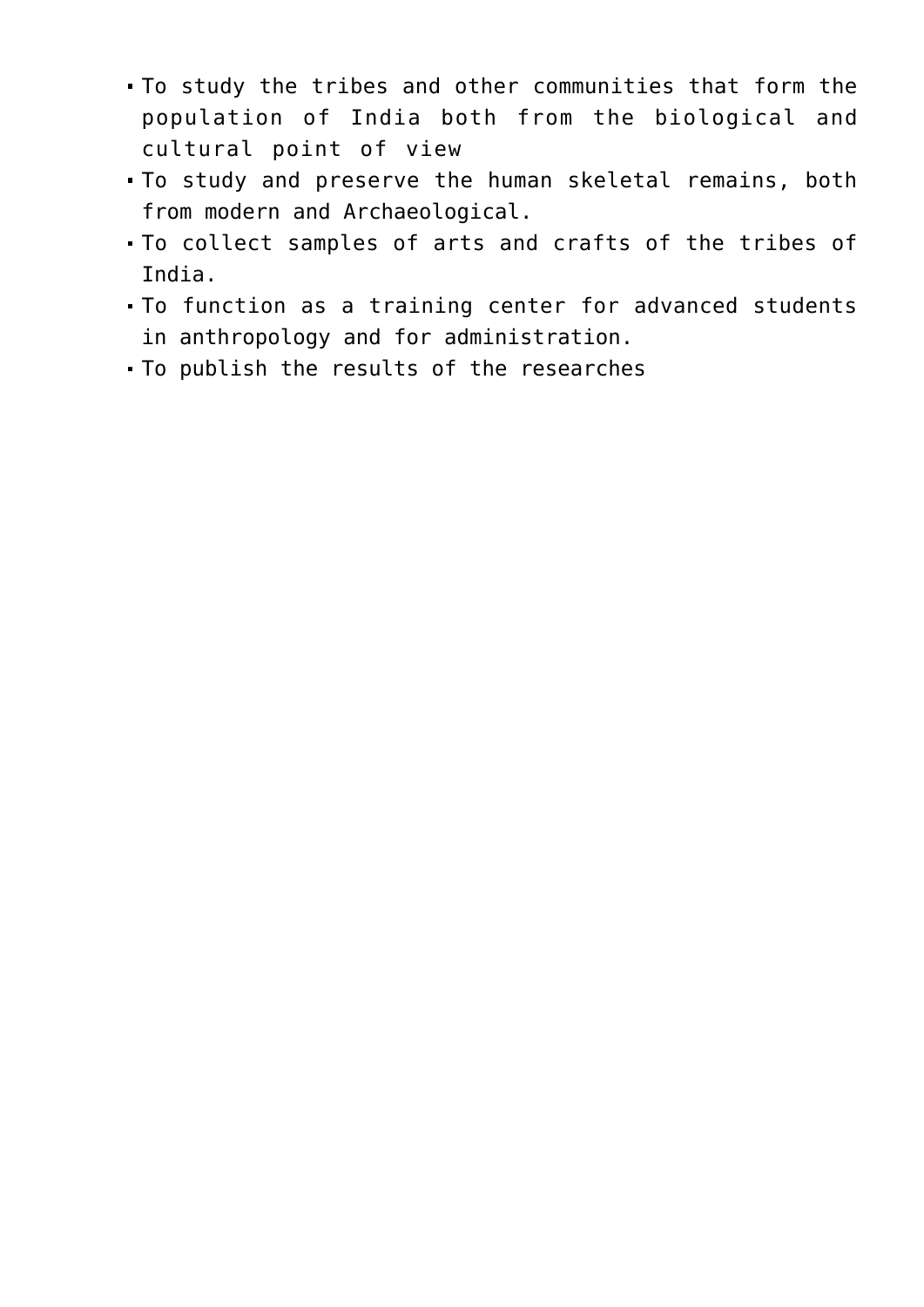- To study the tribes and other communities that form the population of India both from the biological and cultural point of view
- To study and preserve the human skeletal remains, both from modern and Archaeological.
- To collect samples of arts and crafts of the tribes of India.
- To function as a training center for advanced students in anthropology and for administration.
- To publish the results of the researches